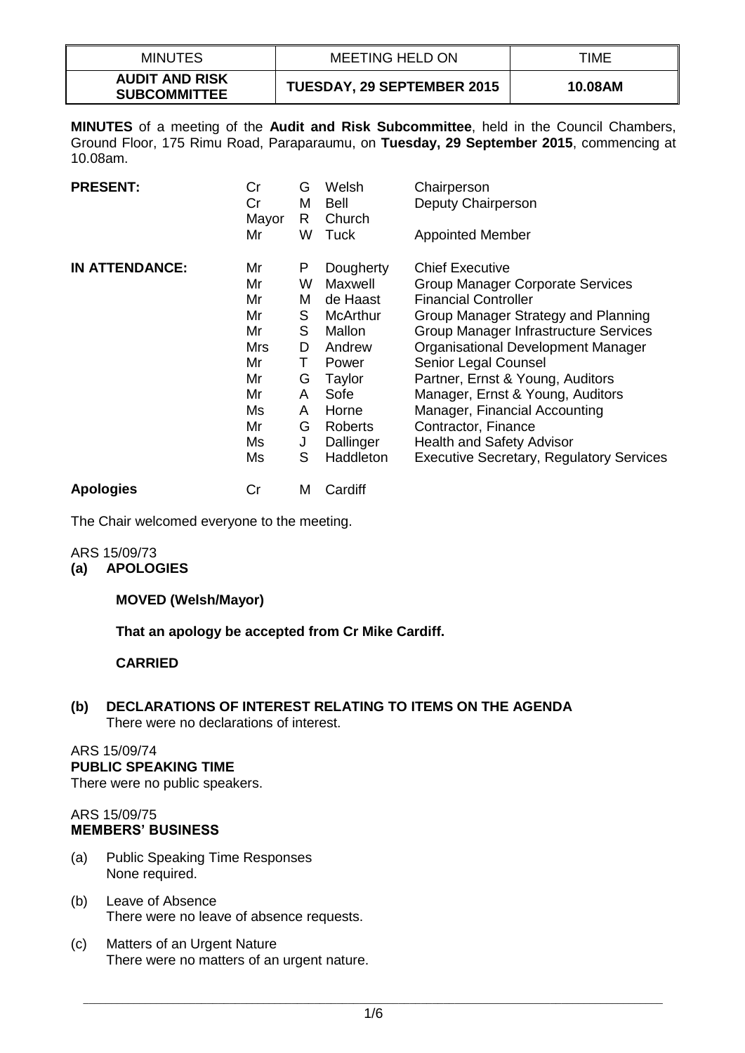| MINUTES | MEETING HELD ON | TIME |
|---|---|---|
| **AUDIT AND RISK SUBCOMMITTEE** | **TUESDAY, 29 SEPTEMBER 2015** | **10.08AM** |

**MINUTES** of a meeting of the **Audit and Risk Subcommittee**, held in the Council Chambers, Ground Floor, 175 Rimu Road, Paraparaumu, on **Tuesday, 29 September 2015**, commencing at 10.08am.

| | | | | |
|---|---|---|---|---|
| **PRESENT:** | Cr | G | Welsh | Chairperson |
| | Cr | M | Bell | Deputy Chairperson |
| | Mayor | R | Church | |
| | Mr | W | Tuck | Appointed Member |
| **IN ATTENDANCE:** | Mr | P | Dougherty | Chief Executive |
| | Mr | W | Maxwell | Group Manager Corporate Services |
| | Mr | M | de Haast | Financial Controller |
| | Mr | S | McArthur | Group Manager Strategy and Planning |
| | Mr | S | Mallon | Group Manager Infrastructure Services |
| | Mrs | D | Andrew | Organisational Development Manager |
| | Mr | T | Power | Senior Legal Counsel |
| | Mr | G | Taylor | Partner, Ernst & Young, Auditors |
| | Mr | A | Sofe | Manager, Ernst & Young, Auditors |
| | Ms | A | Horne | Manager, Financial Accounting |
| | Mr | G | Roberts | Contractor, Finance |
| | Ms | J | Dallinger | Health and Safety Advisor |
| | Ms | S | Haddleton | Executive Secretary, Regulatory Services |
| **Apologies** | Cr | M | Cardiff | |

The Chair welcomed everyone to the meeting.

ARS 15/09/73

**(a) APOLOGIES**

**MOVED (Welsh/Mayor)**

**That an apology be accepted from Cr Mike Cardiff.**

**CARRIED**

**(b) DECLARATIONS OF INTEREST RELATING TO ITEMS ON THE AGENDA**

There were no declarations of interest.

ARS 15/09/74

**PUBLIC SPEAKING TIME**

There were no public speakers.

ARS 15/09/75

**MEMBERS' BUSINESS**

(a) Public Speaking Time Responses
None required.

(b) Leave of Absence
There were no leave of absence requests.

(c) Matters of an Urgent Nature
There were no matters of an urgent nature.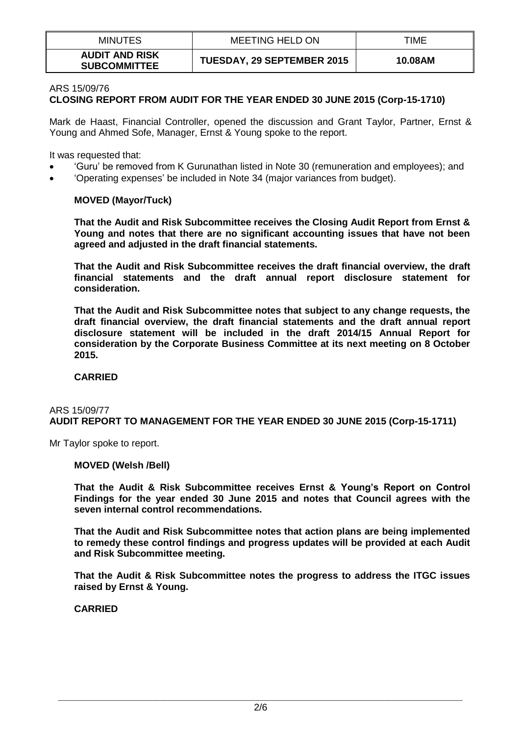| MINUTES | MEETING HELD ON | TIME |
|---|---|---|
| **AUDIT AND RISK SUBCOMMITTEE** | **TUESDAY, 29 SEPTEMBER 2015** | **10.08AM** |

ARS 15/09/76

**CLOSING REPORT FROM AUDIT FOR THE YEAR ENDED 30 JUNE 2015 (Corp-15-1710)**

Mark de Haast, Financial Controller, opened the discussion and Grant Taylor, Partner, Ernst & Young and Ahmed Sofe, Manager, Ernst & Young spoke to the report.

It was requested that:

- 'Guru' be removed from K Gurunathan listed in Note 30 (remuneration and employees); and
- 'Operating expenses' be included in Note 34 (major variances from budget).

**MOVED (Mayor/Tuck)**

**That the Audit and Risk Subcommittee receives the Closing Audit Report from Ernst & Young and notes that there are no significant accounting issues that have not been agreed and adjusted in the draft financial statements.**

**That the Audit and Risk Subcommittee receives the draft financial overview, the draft financial statements and the draft annual report disclosure statement for consideration.**

**That the Audit and Risk Subcommittee notes that subject to any change requests, the draft financial overview, the draft financial statements and the draft annual report disclosure statement will be included in the draft 2014/15 Annual Report for consideration by the Corporate Business Committee at its next meeting on 8 October 2015.**

**CARRIED**

ARS 15/09/77

**AUDIT REPORT TO MANAGEMENT FOR THE YEAR ENDED 30 JUNE 2015 (Corp-15-1711)**

Mr Taylor spoke to report.

**MOVED (Welsh /Bell)**

**That the Audit & Risk Subcommittee receives Ernst & Young's Report on Control Findings for the year ended 30 June 2015 and notes that Council agrees with the seven internal control recommendations.**

**That the Audit and Risk Subcommittee notes that action plans are being implemented to remedy these control findings and progress updates will be provided at each Audit and Risk Subcommittee meeting.**

**That the Audit & Risk Subcommittee notes the progress to address the ITGC issues raised by Ernst & Young.**

**CARRIED**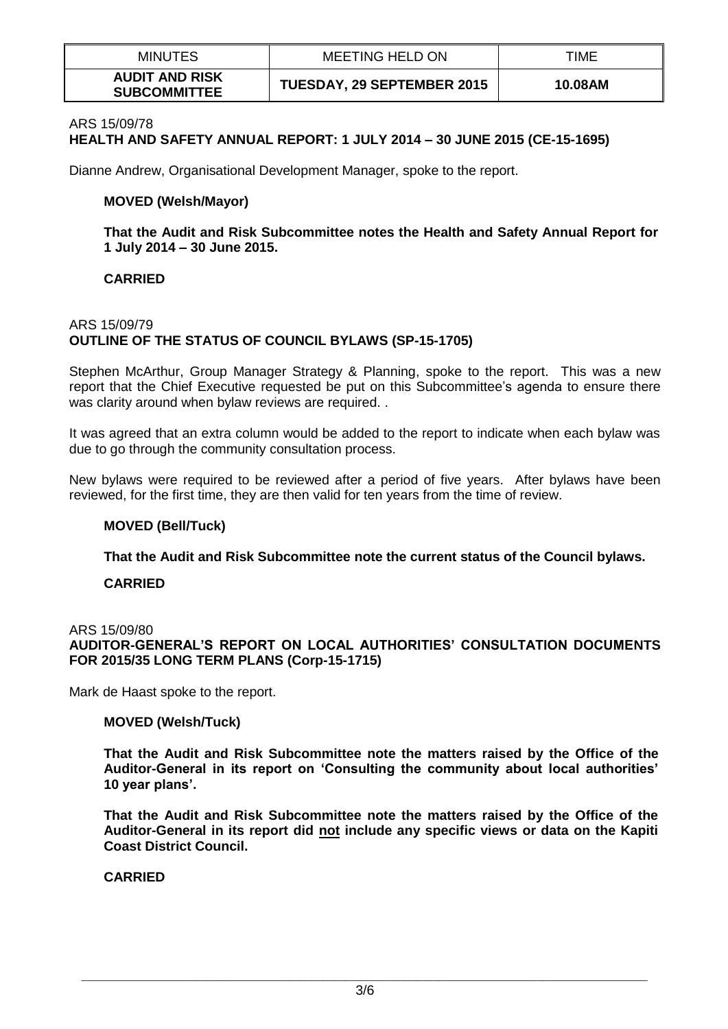| MINUTES | MEETING HELD ON | TIME |
| --- | --- | --- |
| **AUDIT AND RISK SUBCOMMITTEE** | **TUESDAY, 29 SEPTEMBER 2015** | **10.08AM** |

ARS 15/09/78
**HEALTH AND SAFETY ANNUAL REPORT: 1 JULY 2014 – 30 JUNE 2015 (CE-15-1695)**

Dianne Andrew, Organisational Development Manager, spoke to the report.

**MOVED (Welsh/Mayor)**

**That the Audit and Risk Subcommittee notes the Health and Safety Annual Report for 1 July 2014 – 30 June 2015.**

**CARRIED**

ARS 15/09/79
**OUTLINE OF THE STATUS OF COUNCIL BYLAWS (SP-15-1705)**

Stephen McArthur, Group Manager Strategy & Planning, spoke to the report. This was a new report that the Chief Executive requested be put on this Subcommittee's agenda to ensure there was clarity around when bylaw reviews are required. .

It was agreed that an extra column would be added to the report to indicate when each bylaw was due to go through the community consultation process.

New bylaws were required to be reviewed after a period of five years. After bylaws have been reviewed, for the first time, they are then valid for ten years from the time of review.

**MOVED (Bell/Tuck)**

**That the Audit and Risk Subcommittee note the current status of the Council bylaws.**

**CARRIED**

ARS 15/09/80
**AUDITOR-GENERAL'S REPORT ON LOCAL AUTHORITIES' CONSULTATION DOCUMENTS FOR 2015/35 LONG TERM PLANS (Corp-15-1715)**

Mark de Haast spoke to the report.

**MOVED (Welsh/Tuck)**

**That the Audit and Risk Subcommittee note the matters raised by the Office of the Auditor-General in its report on 'Consulting the community about local authorities' 10 year plans'.**

**That the Audit and Risk Subcommittee note the matters raised by the Office of the Auditor-General in its report did <u>not</u> include any specific views or data on the Kapiti Coast District Council.**

**CARRIED**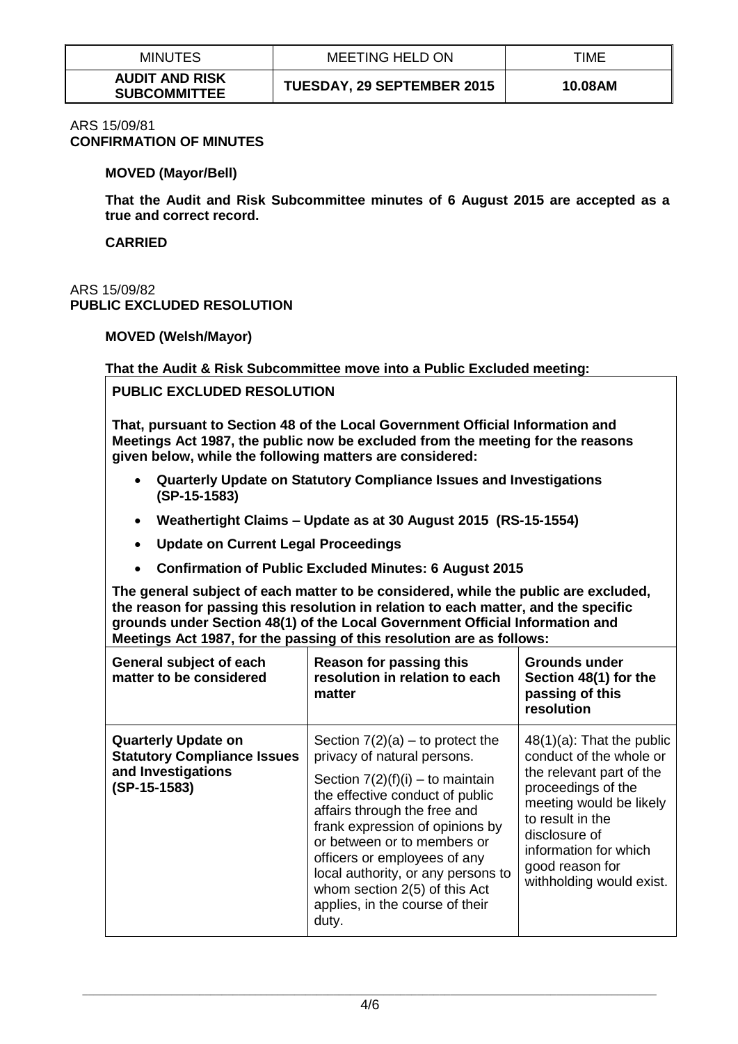| MINUTES | MEETING HELD ON | TIME |
| --- | --- | --- |
| **AUDIT AND RISK SUBCOMMITTEE** | **TUESDAY, 29 SEPTEMBER 2015** | **10.08AM** |

ARS 15/09/81
**CONFIRMATION OF MINUTES**

**MOVED (Mayor/Bell)**

**That the Audit and Risk Subcommittee minutes of 6 August 2015 are accepted as a true and correct record.**

**CARRIED**

ARS 15/09/82
**PUBLIC EXCLUDED RESOLUTION**

**MOVED (Welsh/Mayor)**

**That the Audit & Risk Subcommittee move into a Public Excluded meeting:**

**PUBLIC EXCLUDED RESOLUTION**

**That, pursuant to Section 48 of the Local Government Official Information and Meetings Act 1987, the public now be excluded from the meeting for the reasons given below, while the following matters are considered:**

- **Quarterly Update on Statutory Compliance Issues and Investigations (SP-15-1583)**
- **Weathertight Claims – Update as at 30 August 2015 (RS-15-1554)**
- **Update on Current Legal Proceedings**
- **Confirmation of Public Excluded Minutes: 6 August 2015**

**The general subject of each matter to be considered, while the public are excluded, the reason for passing this resolution in relation to each matter, and the specific grounds under Section 48(1) of the Local Government Official Information and Meetings Act 1987, for the passing of this resolution are as follows:**

| General subject of each matter to be considered | Reason for passing this resolution in relation to each matter | Grounds under Section 48(1) for the passing of this resolution |
| --- | --- | --- |
| **Quarterly Update on Statutory Compliance Issues and Investigations (SP-15-1583)** | Section 7(2)(a) – to protect the privacy of natural persons.<br><br>Section 7(2)(f)(i) – to maintain the effective conduct of public affairs through the free and frank expression of opinions by or between or to members or officers or employees of any local authority, or any persons to whom section 2(5) of this Act applies, in the course of their duty. | 48(1)(a): That the public conduct of the whole or the relevant part of the proceedings of the meeting would be likely to result in the disclosure of information for which good reason for withholding would exist. |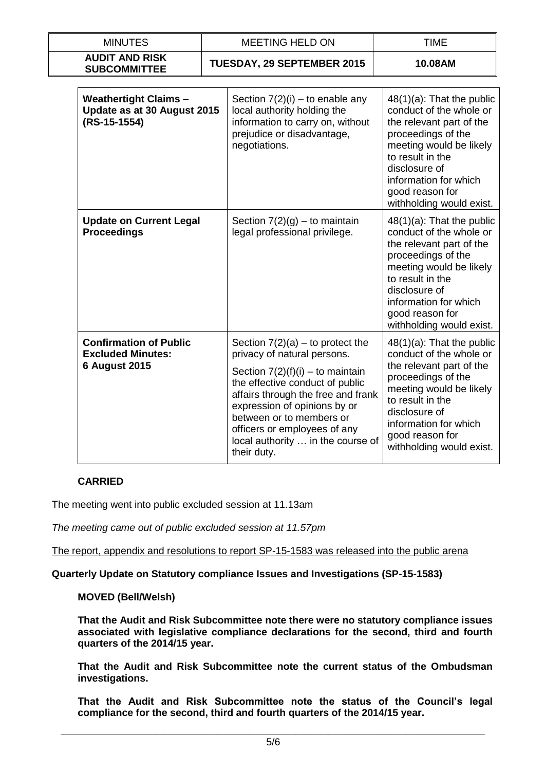| MINUTES | MEETING HELD ON | TIME |
|---|---|---|
| **AUDIT AND RISK SUBCOMMITTEE** | **TUESDAY, 29 SEPTEMBER 2015** | **10.08AM** |

| | | |
|---|---|---|
| **Weathertight Claims – Update as at 30 August 2015 (RS-15-1554)** | Section 7(2)(i) – to enable any local authority holding the information to carry on, without prejudice or disadvantage, negotiations. | 48(1)(a): That the public conduct of the whole or the relevant part of the proceedings of the meeting would be likely to result in the disclosure of information for which good reason for withholding would exist. |
| **Update on Current Legal Proceedings** | Section 7(2)(g) – to maintain legal professional privilege. | 48(1)(a): That the public conduct of the whole or the relevant part of the proceedings of the meeting would be likely to result in the disclosure of information for which good reason for withholding would exist. |
| **Confirmation of Public Excluded Minutes: 6 August 2015** | Section 7(2)(a) – to protect the privacy of natural persons. Section 7(2)(f)(i) – to maintain the effective conduct of public affairs through the free and frank expression of opinions by or between or to members or officers or employees of any local authority … in the course of their duty. | 48(1)(a): That the public conduct of the whole or the relevant part of the proceedings of the meeting would be likely to result in the disclosure of information for which good reason for withholding would exist. |

**CARRIED**

The meeting went into public excluded session at 11.13am

*The meeting came out of public excluded session at 11.57pm*

The report, appendix and resolutions to report SP-15-1583 was released into the public arena

**Quarterly Update on Statutory compliance Issues and Investigations (SP-15-1583)**

**MOVED (Bell/Welsh)**

**That the Audit and Risk Subcommittee note there were no statutory compliance issues associated with legislative compliance declarations for the second, third and fourth quarters of the 2014/15 year.**

**That the Audit and Risk Subcommittee note the current status of the Ombudsman investigations.**

**That the Audit and Risk Subcommittee note the status of the Council's legal compliance for the second, third and fourth quarters of the 2014/15 year.**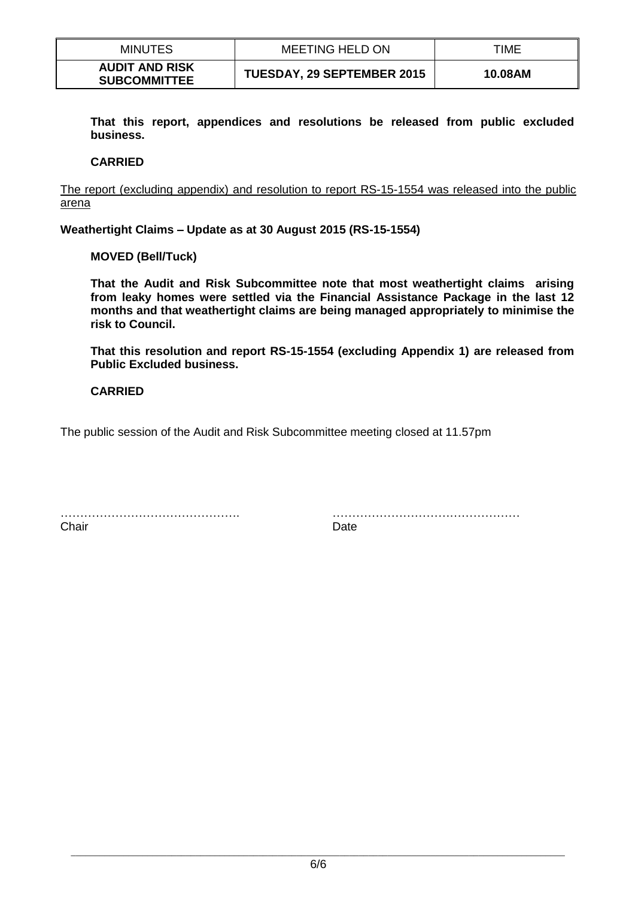**That this report, appendices and resolutions be released from public excluded business.**

**CARRIED**

The report (excluding appendix) and resolution to report RS-15-1554 was released into the public arena

**Weathertight Claims – Update as at 30 August 2015 (RS-15-1554)**

**MOVED (Bell/Tuck)**

**That the Audit and Risk Subcommittee note that most weathertight claims arising from leaky homes were settled via the Financial Assistance Package in the last 12 months and that weathertight claims are being managed appropriately to minimise the risk to Council.**

**That this resolution and report RS-15-1554 (excluding Appendix 1) are released from Public Excluded business.**

**CARRIED**

The public session of the Audit and Risk Subcommittee meeting closed at 11.57pm

……………………………………….
Chair

…………………………………………
Date